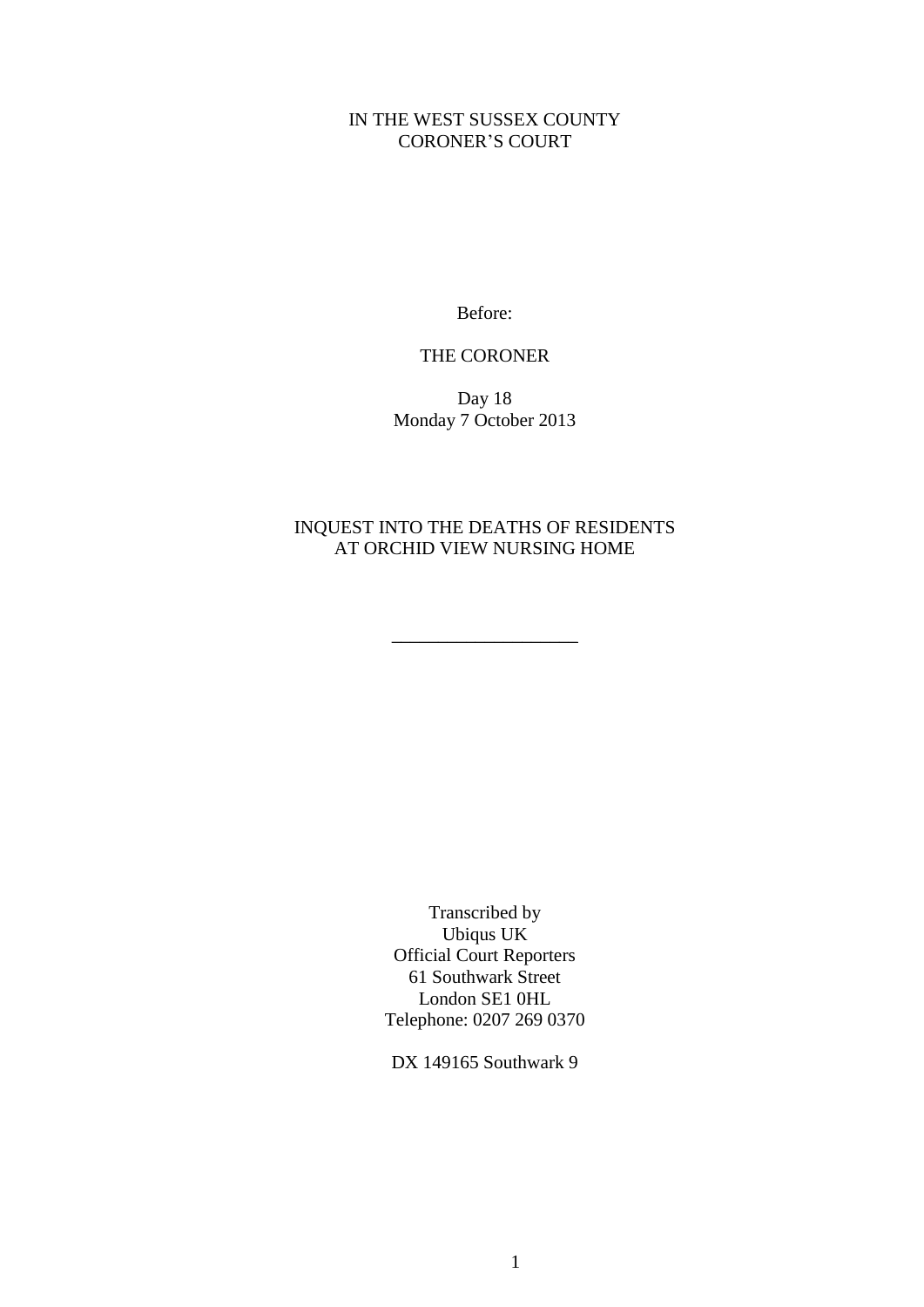IN THE WEST SUSSEX COUNTY
CORONER'S COURT

Before:

THE CORONER

Day 18
Monday 7 October 2013

INQUEST INTO THE DEATHS OF RESIDENTS
AT ORCHID VIEW NURSING HOME

---

Transcribed by
Ubiqus UK
Official Court Reporters
61 Southwark Street
London SE1 0HL
Telephone: 0207 269 0370

DX 149165 Southwark 9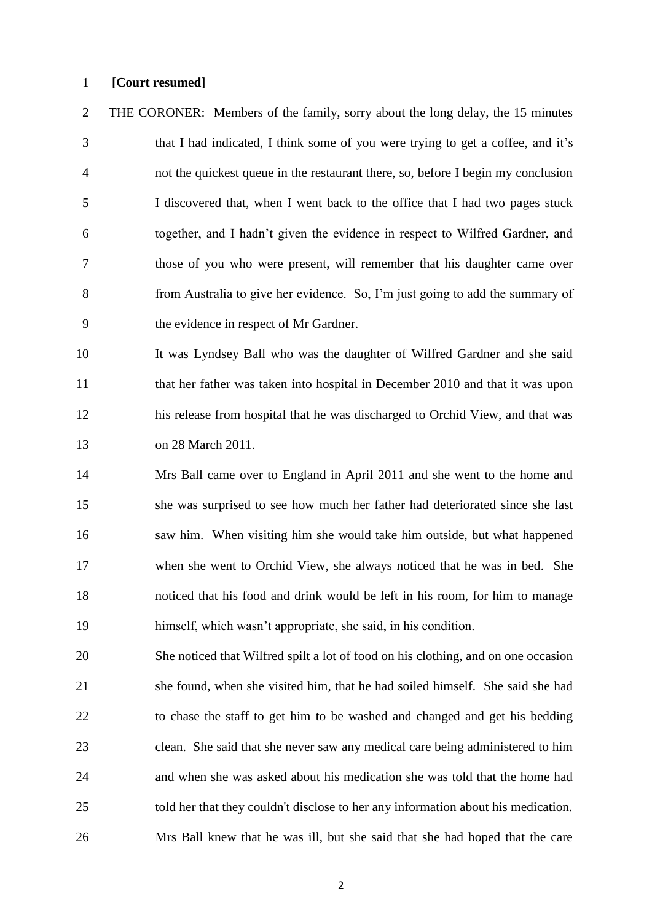**[Court resumed]**

THE CORONER: Members of the family, sorry about the long delay, the 15 minutes that I had indicated, I think some of you were trying to get a coffee, and it's not the quickest queue in the restaurant there, so, before I begin my conclusion I discovered that, when I went back to the office that I had two pages stuck together, and I hadn't given the evidence in respect to Wilfred Gardner, and those of you who were present, will remember that his daughter came over from Australia to give her evidence. So, I'm just going to add the summary of the evidence in respect of Mr Gardner.

It was Lyndsey Ball who was the daughter of Wilfred Gardner and she said that her father was taken into hospital in December 2010 and that it was upon his release from hospital that he was discharged to Orchid View, and that was on 28 March 2011.

Mrs Ball came over to England in April 2011 and she went to the home and she was surprised to see how much her father had deteriorated since she last saw him. When visiting him she would take him outside, but what happened when she went to Orchid View, she always noticed that he was in bed. She noticed that his food and drink would be left in his room, for him to manage himself, which wasn't appropriate, she said, in his condition.

She noticed that Wilfred spilt a lot of food on his clothing, and on one occasion she found, when she visited him, that he had soiled himself. She said she had to chase the staff to get him to be washed and changed and get his bedding clean. She said that she never saw any medical care being administered to him and when she was asked about his medication she was told that the home had told her that they couldn't disclose to her any information about his medication. Mrs Ball knew that he was ill, but she said that she had hoped that the care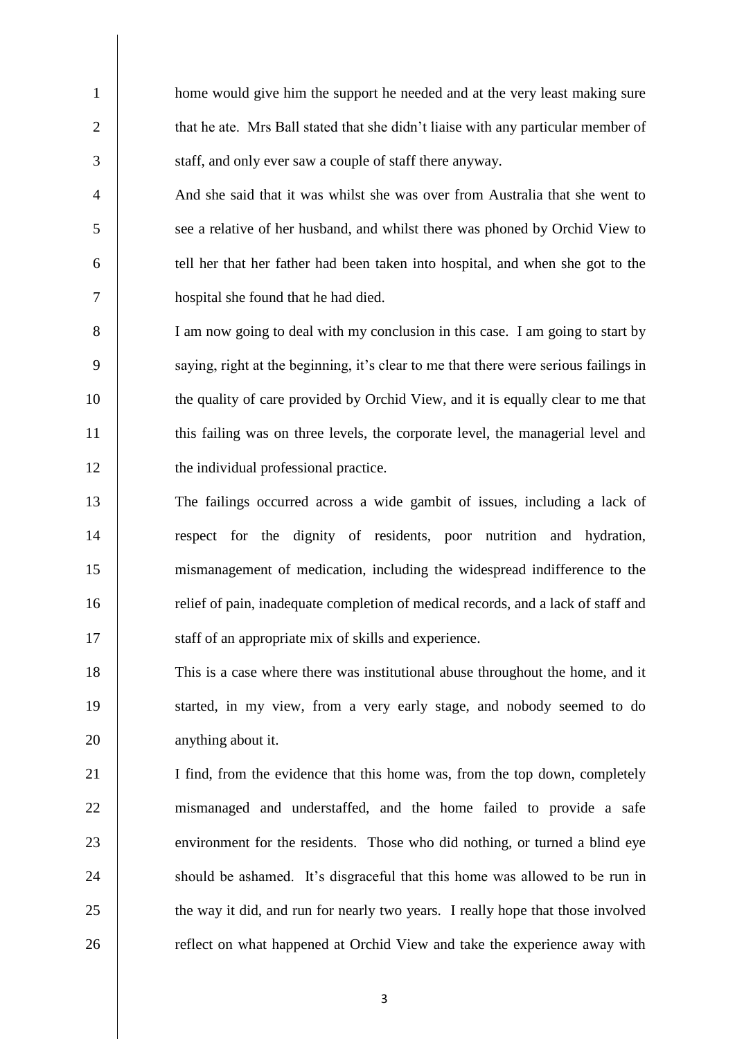home would give him the support he needed and at the very least making sure that he ate. Mrs Ball stated that she didn't liaise with any particular member of staff, and only ever saw a couple of staff there anyway.

And she said that it was whilst she was over from Australia that she went to see a relative of her husband, and whilst there was phoned by Orchid View to tell her that her father had been taken into hospital, and when she got to the hospital she found that he had died.

I am now going to deal with my conclusion in this case. I am going to start by saying, right at the beginning, it's clear to me that there were serious failings in the quality of care provided by Orchid View, and it is equally clear to me that this failing was on three levels, the corporate level, the managerial level and the individual professional practice.

The failings occurred across a wide gambit of issues, including a lack of respect for the dignity of residents, poor nutrition and hydration, mismanagement of medication, including the widespread indifference to the relief of pain, inadequate completion of medical records, and a lack of staff and staff of an appropriate mix of skills and experience.

This is a case where there was institutional abuse throughout the home, and it started, in my view, from a very early stage, and nobody seemed to do anything about it.

I find, from the evidence that this home was, from the top down, completely mismanaged and understaffed, and the home failed to provide a safe environment for the residents. Those who did nothing, or turned a blind eye should be ashamed. It's disgraceful that this home was allowed to be run in the way it did, and run for nearly two years. I really hope that those involved reflect on what happened at Orchid View and take the experience away with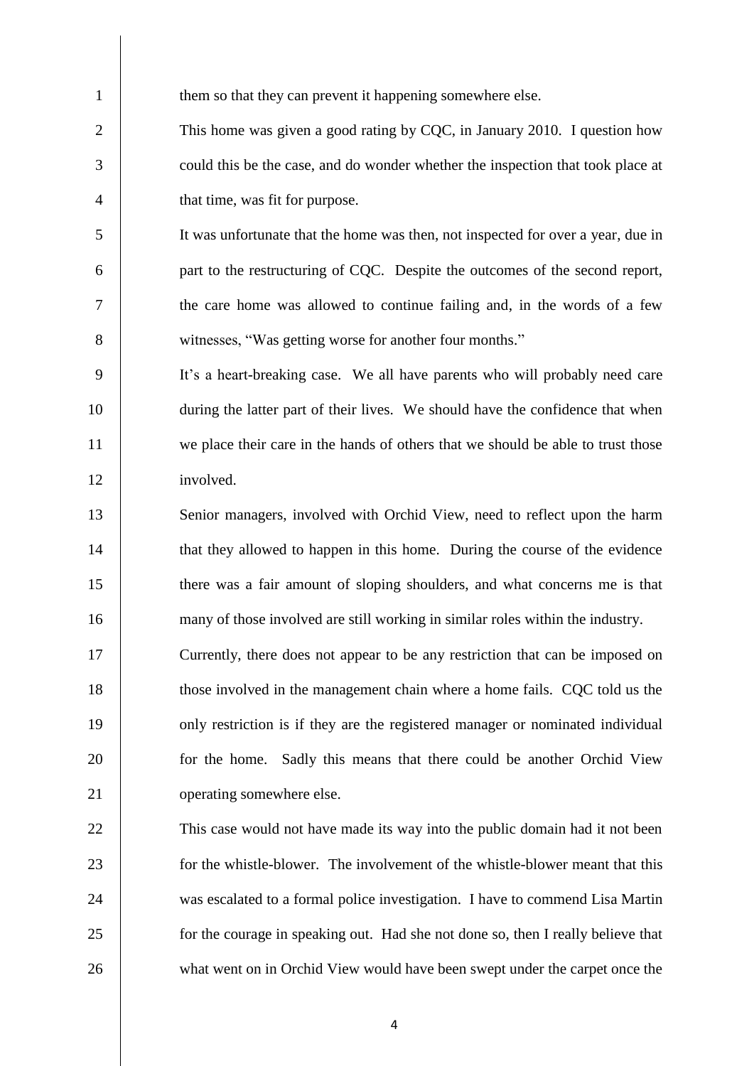them so that they can prevent it happening somewhere else.

This home was given a good rating by CQC, in January 2010. I question how could this be the case, and do wonder whether the inspection that took place at that time, was fit for purpose.

It was unfortunate that the home was then, not inspected for over a year, due in part to the restructuring of CQC. Despite the outcomes of the second report, the care home was allowed to continue failing and, in the words of a few witnesses, "Was getting worse for another four months."

It's a heart-breaking case. We all have parents who will probably need care during the latter part of their lives. We should have the confidence that when we place their care in the hands of others that we should be able to trust those involved.

Senior managers, involved with Orchid View, need to reflect upon the harm that they allowed to happen in this home. During the course of the evidence there was a fair amount of sloping shoulders, and what concerns me is that many of those involved are still working in similar roles within the industry.

Currently, there does not appear to be any restriction that can be imposed on those involved in the management chain where a home fails. CQC told us the only restriction is if they are the registered manager or nominated individual for the home. Sadly this means that there could be another Orchid View operating somewhere else.

This case would not have made its way into the public domain had it not been for the whistle-blower. The involvement of the whistle-blower meant that this was escalated to a formal police investigation. I have to commend Lisa Martin for the courage in speaking out. Had she not done so, then I really believe that what went on in Orchid View would have been swept under the carpet once the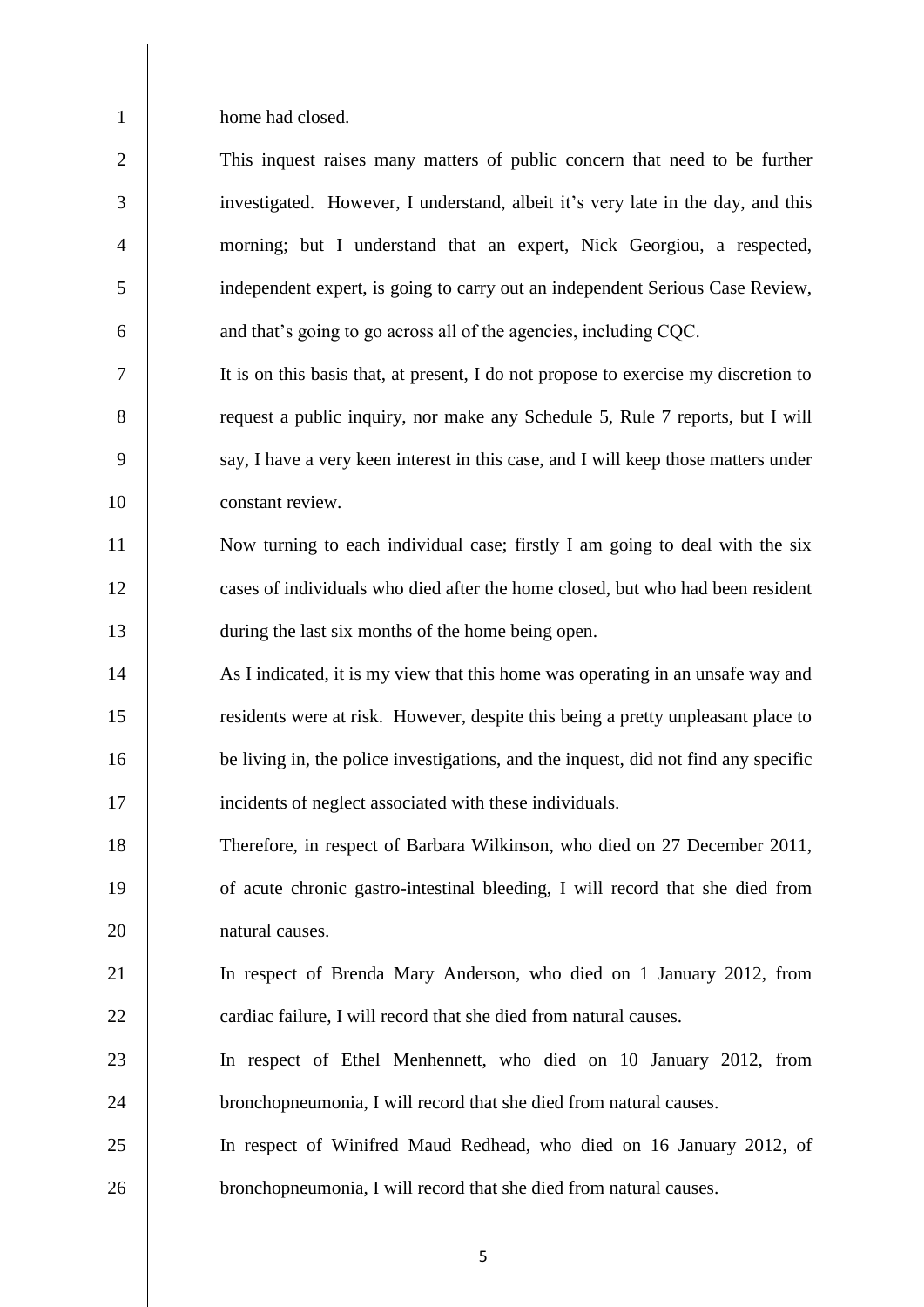home had closed.

This inquest raises many matters of public concern that need to be further investigated. However, I understand, albeit it's very late in the day, and this morning; but I understand that an expert, Nick Georgiou, a respected, independent expert, is going to carry out an independent Serious Case Review, and that's going to go across all of the agencies, including CQC.

It is on this basis that, at present, I do not propose to exercise my discretion to request a public inquiry, nor make any Schedule 5, Rule 7 reports, but I will say, I have a very keen interest in this case, and I will keep those matters under constant review.

Now turning to each individual case; firstly I am going to deal with the six cases of individuals who died after the home closed, but who had been resident during the last six months of the home being open.

As I indicated, it is my view that this home was operating in an unsafe way and residents were at risk. However, despite this being a pretty unpleasant place to be living in, the police investigations, and the inquest, did not find any specific incidents of neglect associated with these individuals.

Therefore, in respect of Barbara Wilkinson, who died on 27 December 2011, of acute chronic gastro-intestinal bleeding, I will record that she died from natural causes.

In respect of Brenda Mary Anderson, who died on 1 January 2012, from cardiac failure, I will record that she died from natural causes.

In respect of Ethel Menhennett, who died on 10 January 2012, from bronchopneumonia, I will record that she died from natural causes.

In respect of Winifred Maud Redhead, who died on 16 January 2012, of bronchopneumonia, I will record that she died from natural causes.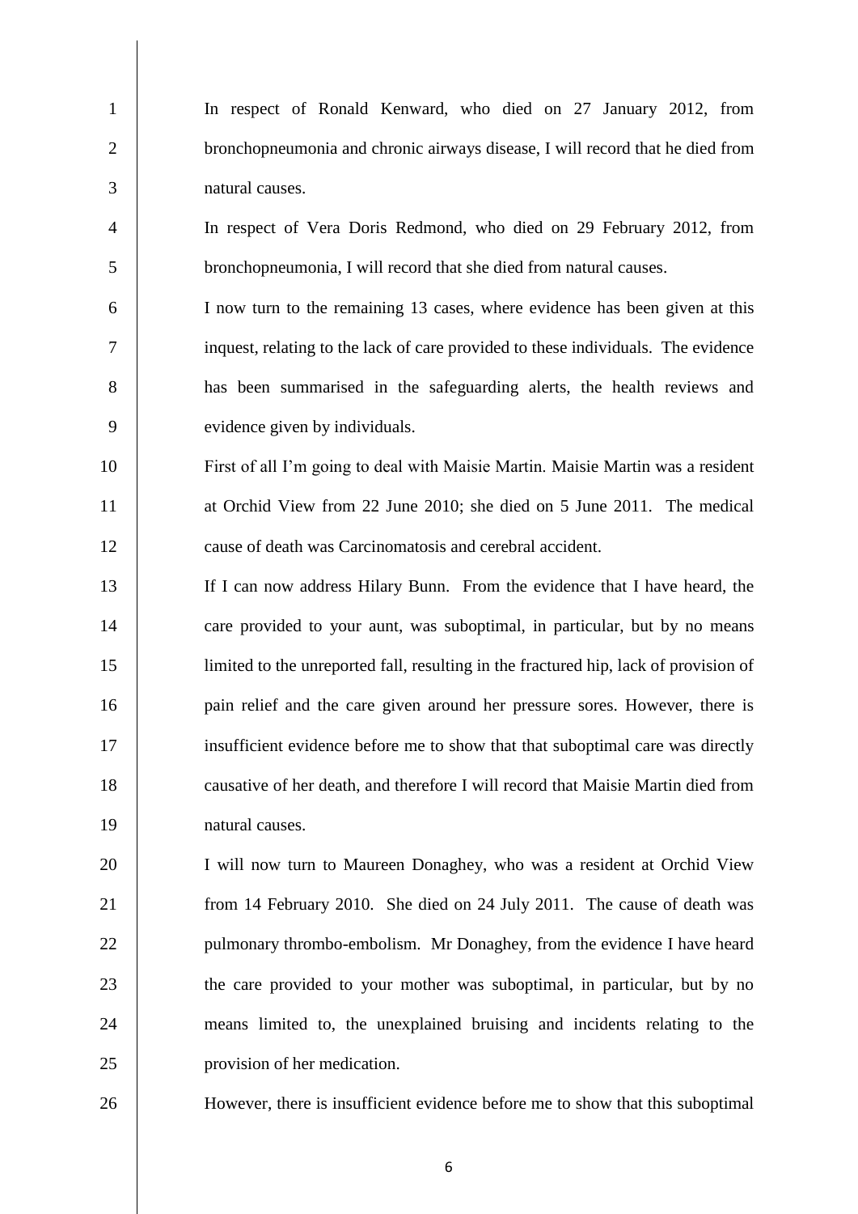In respect of Ronald Kenward, who died on 27 January 2012, from bronchopneumonia and chronic airways disease, I will record that he died from natural causes.

In respect of Vera Doris Redmond, who died on 29 February 2012, from bronchopneumonia, I will record that she died from natural causes.

I now turn to the remaining 13 cases, where evidence has been given at this inquest, relating to the lack of care provided to these individuals. The evidence has been summarised in the safeguarding alerts, the health reviews and evidence given by individuals.

First of all I'm going to deal with Maisie Martin. Maisie Martin was a resident at Orchid View from 22 June 2010; she died on 5 June 2011. The medical cause of death was Carcinomatosis and cerebral accident.

If I can now address Hilary Bunn. From the evidence that I have heard, the care provided to your aunt, was suboptimal, in particular, but by no means limited to the unreported fall, resulting in the fractured hip, lack of provision of pain relief and the care given around her pressure sores. However, there is insufficient evidence before me to show that that suboptimal care was directly causative of her death, and therefore I will record that Maisie Martin died from natural causes.

I will now turn to Maureen Donaghey, who was a resident at Orchid View from 14 February 2010. She died on 24 July 2011. The cause of death was pulmonary thrombo-embolism. Mr Donaghey, from the evidence I have heard the care provided to your mother was suboptimal, in particular, but by no means limited to, the unexplained bruising and incidents relating to the provision of her medication.

However, there is insufficient evidence before me to show that this suboptimal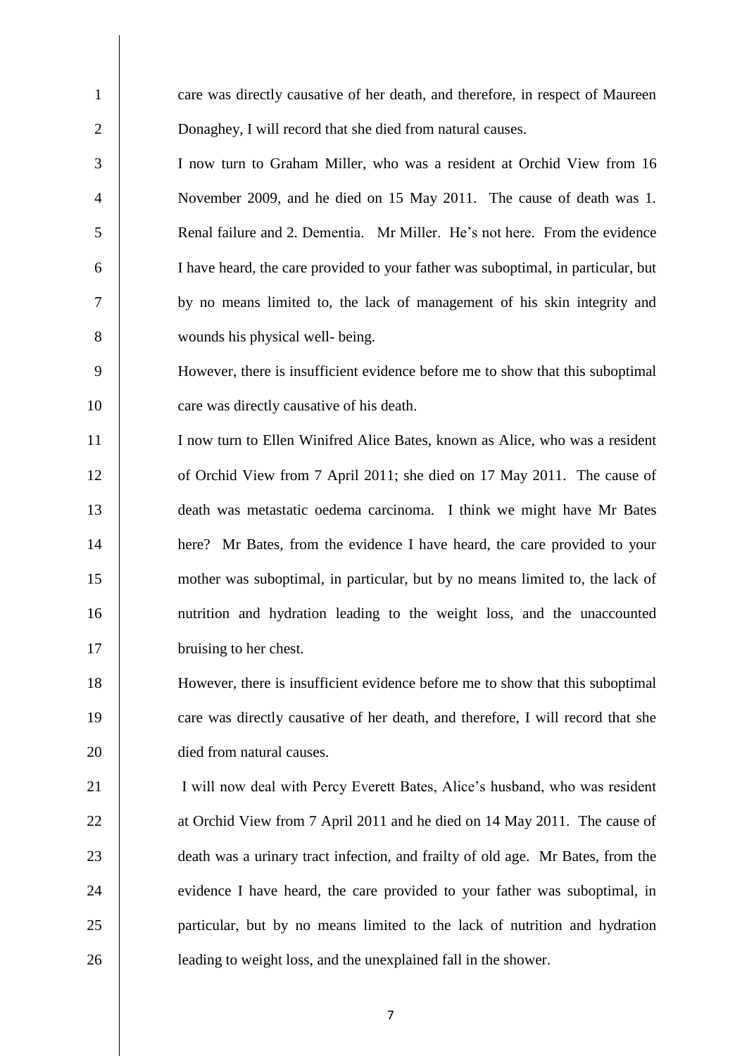care was directly causative of her death, and therefore, in respect of Maureen Donaghey, I will record that she died from natural causes.

I now turn to Graham Miller, who was a resident at Orchid View from 16 November 2009, and he died on 15 May 2011. The cause of death was 1. Renal failure and 2. Dementia. Mr Miller. He's not here. From the evidence I have heard, the care provided to your father was suboptimal, in particular, but by no means limited to, the lack of management of his skin integrity and wounds his physical well- being.

However, there is insufficient evidence before me to show that this suboptimal care was directly causative of his death.

I now turn to Ellen Winifred Alice Bates, known as Alice, who was a resident of Orchid View from 7 April 2011; she died on 17 May 2011. The cause of death was metastatic oedema carcinoma. I think we might have Mr Bates here? Mr Bates, from the evidence I have heard, the care provided to your mother was suboptimal, in particular, but by no means limited to, the lack of nutrition and hydration leading to the weight loss, and the unaccounted bruising to her chest.

However, there is insufficient evidence before me to show that this suboptimal care was directly causative of her death, and therefore, I will record that she died from natural causes.

I will now deal with Percy Everett Bates, Alice's husband, who was resident at Orchid View from 7 April 2011 and he died on 14 May 2011. The cause of death was a urinary tract infection, and frailty of old age. Mr Bates, from the evidence I have heard, the care provided to your father was suboptimal, in particular, but by no means limited to the lack of nutrition and hydration leading to weight loss, and the unexplained fall in the shower.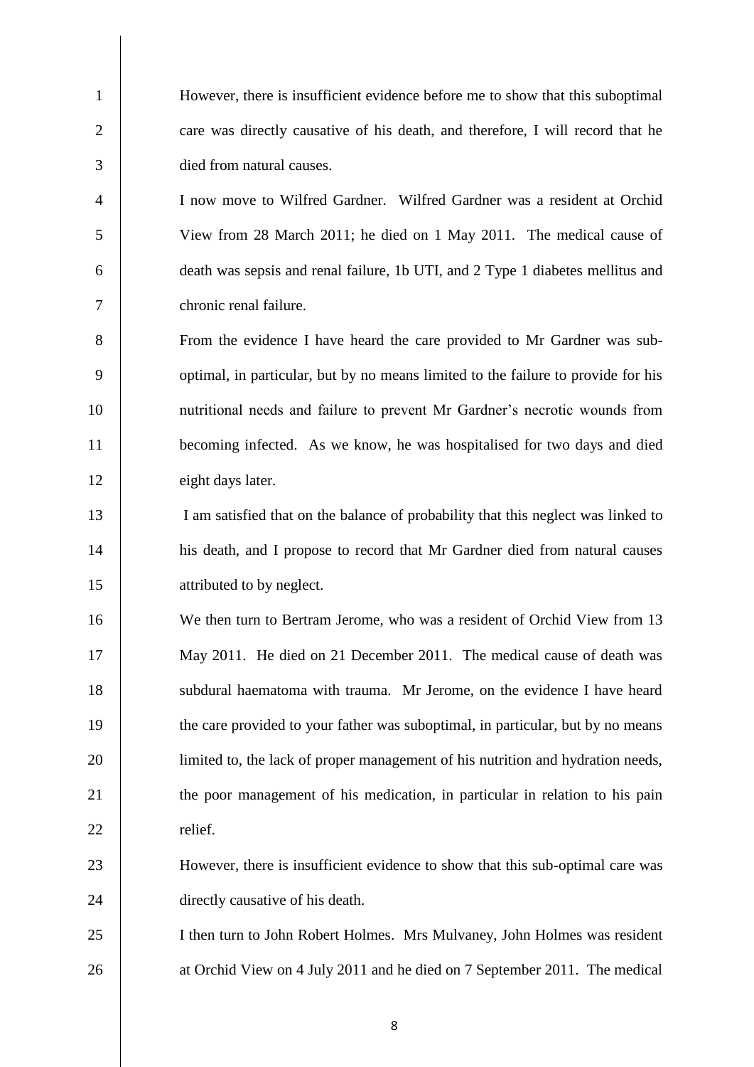However, there is insufficient evidence before me to show that this suboptimal care was directly causative of his death, and therefore, I will record that he died from natural causes.

I now move to Wilfred Gardner. Wilfred Gardner was a resident at Orchid View from 28 March 2011; he died on 1 May 2011. The medical cause of death was sepsis and renal failure, 1b UTI, and 2 Type 1 diabetes mellitus and chronic renal failure.

From the evidence I have heard the care provided to Mr Gardner was sub-optimal, in particular, but by no means limited to the failure to provide for his nutritional needs and failure to prevent Mr Gardner's necrotic wounds from becoming infected. As we know, he was hospitalised for two days and died eight days later.

I am satisfied that on the balance of probability that this neglect was linked to his death, and I propose to record that Mr Gardner died from natural causes attributed to by neglect.

We then turn to Bertram Jerome, who was a resident of Orchid View from 13 May 2011. He died on 21 December 2011. The medical cause of death was subdural haematoma with trauma. Mr Jerome, on the evidence I have heard the care provided to your father was suboptimal, in particular, but by no means limited to, the lack of proper management of his nutrition and hydration needs, the poor management of his medication, in particular in relation to his pain relief.

However, there is insufficient evidence to show that this sub-optimal care was directly causative of his death.

I then turn to John Robert Holmes. Mrs Mulvaney, John Holmes was resident at Orchid View on 4 July 2011 and he died on 7 September 2011. The medical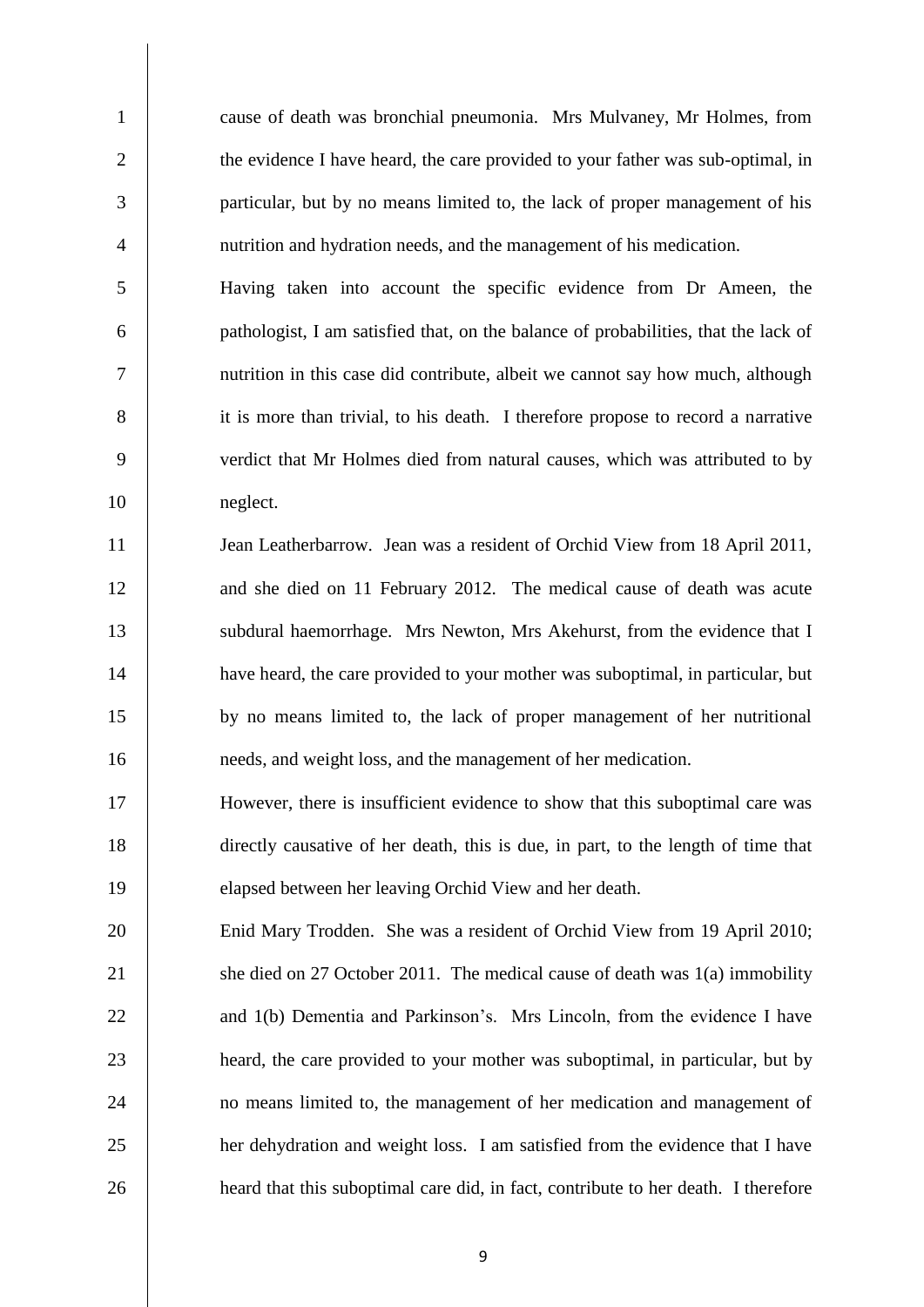cause of death was bronchial pneumonia. Mrs Mulvaney, Mr Holmes, from the evidence I have heard, the care provided to your father was sub-optimal, in particular, but by no means limited to, the lack of proper management of his nutrition and hydration needs, and the management of his medication.

Having taken into account the specific evidence from Dr Ameen, the pathologist, I am satisfied that, on the balance of probabilities, that the lack of nutrition in this case did contribute, albeit we cannot say how much, although it is more than trivial, to his death. I therefore propose to record a narrative verdict that Mr Holmes died from natural causes, which was attributed to by neglect.

Jean Leatherbarrow. Jean was a resident of Orchid View from 18 April 2011, and she died on 11 February 2012. The medical cause of death was acute subdural haemorrhage. Mrs Newton, Mrs Akehurst, from the evidence that I have heard, the care provided to your mother was suboptimal, in particular, but by no means limited to, the lack of proper management of her nutritional needs, and weight loss, and the management of her medication.

However, there is insufficient evidence to show that this suboptimal care was directly causative of her death, this is due, in part, to the length of time that elapsed between her leaving Orchid View and her death.

Enid Mary Trodden. She was a resident of Orchid View from 19 April 2010; she died on 27 October 2011. The medical cause of death was 1(a) immobility and 1(b) Dementia and Parkinson's. Mrs Lincoln, from the evidence I have heard, the care provided to your mother was suboptimal, in particular, but by no means limited to, the management of her medication and management of her dehydration and weight loss. I am satisfied from the evidence that I have heard that this suboptimal care did, in fact, contribute to her death. I therefore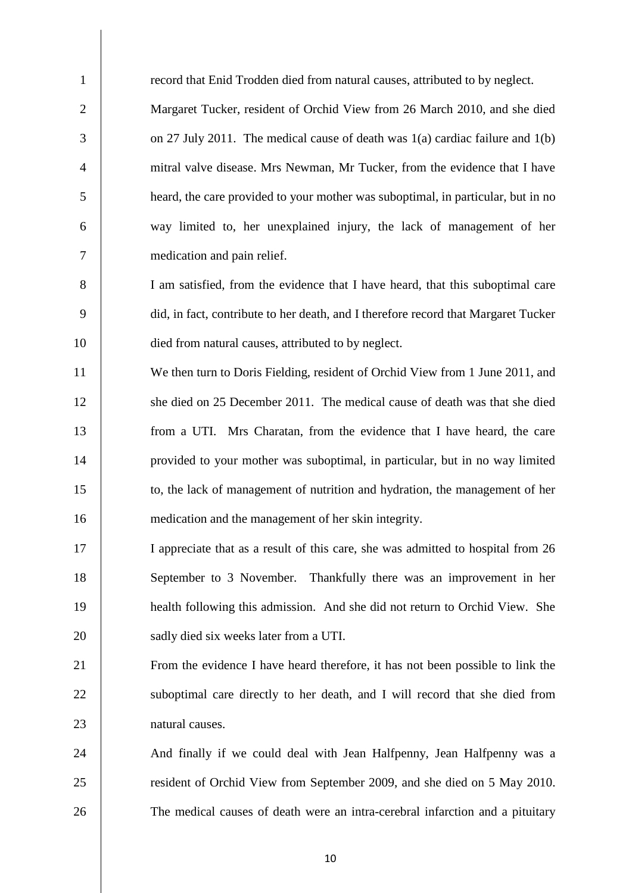record that Enid Trodden died from natural causes, attributed to by neglect.

Margaret Tucker, resident of Orchid View from 26 March 2010, and she died on 27 July 2011. The medical cause of death was 1(a) cardiac failure and 1(b) mitral valve disease. Mrs Newman, Mr Tucker, from the evidence that I have heard, the care provided to your mother was suboptimal, in particular, but in no way limited to, her unexplained injury, the lack of management of her medication and pain relief.

I am satisfied, from the evidence that I have heard, that this suboptimal care did, in fact, contribute to her death, and I therefore record that Margaret Tucker died from natural causes, attributed to by neglect.

We then turn to Doris Fielding, resident of Orchid View from 1 June 2011, and she died on 25 December 2011. The medical cause of death was that she died from a UTI. Mrs Charatan, from the evidence that I have heard, the care provided to your mother was suboptimal, in particular, but in no way limited to, the lack of management of nutrition and hydration, the management of her medication and the management of her skin integrity.

I appreciate that as a result of this care, she was admitted to hospital from 26 September to 3 November. Thankfully there was an improvement in her health following this admission. And she did not return to Orchid View. She sadly died six weeks later from a UTI.

From the evidence I have heard therefore, it has not been possible to link the suboptimal care directly to her death, and I will record that she died from natural causes.

And finally if we could deal with Jean Halfpenny, Jean Halfpenny was a resident of Orchid View from September 2009, and she died on 5 May 2010. The medical causes of death were an intra-cerebral infarction and a pituitary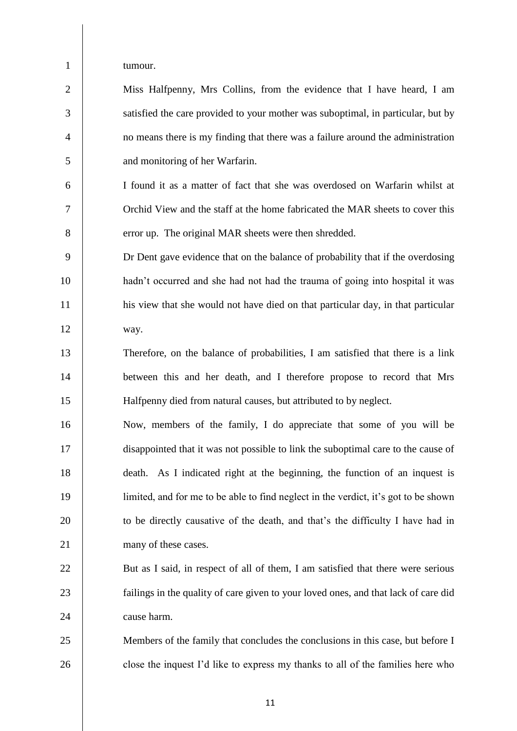tumour.

Miss Halfpenny, Mrs Collins, from the evidence that I have heard, I am satisfied the care provided to your mother was suboptimal, in particular, but by no means there is my finding that there was a failure around the administration and monitoring of her Warfarin.

I found it as a matter of fact that she was overdosed on Warfarin whilst at Orchid View and the staff at the home fabricated the MAR sheets to cover this error up. The original MAR sheets were then shredded.

Dr Dent gave evidence that on the balance of probability that if the overdosing hadn't occurred and she had not had the trauma of going into hospital it was his view that she would not have died on that particular day, in that particular way.

Therefore, on the balance of probabilities, I am satisfied that there is a link between this and her death, and I therefore propose to record that Mrs Halfpenny died from natural causes, but attributed to by neglect.

Now, members of the family, I do appreciate that some of you will be disappointed that it was not possible to link the suboptimal care to the cause of death. As I indicated right at the beginning, the function of an inquest is limited, and for me to be able to find neglect in the verdict, it's got to be shown to be directly causative of the death, and that's the difficulty I have had in many of these cases.

But as I said, in respect of all of them, I am satisfied that there were serious failings in the quality of care given to your loved ones, and that lack of care did cause harm.

Members of the family that concludes the conclusions in this case, but before I close the inquest I'd like to express my thanks to all of the families here who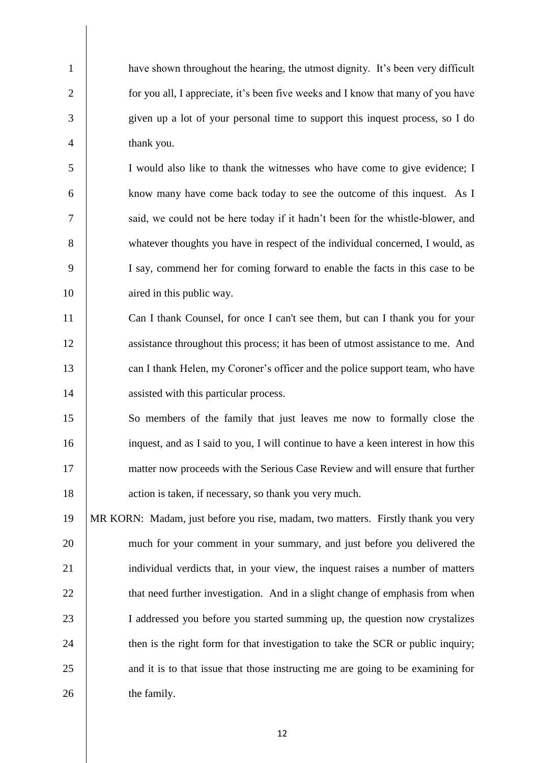have shown throughout the hearing, the utmost dignity. It's been very difficult for you all, I appreciate, it's been five weeks and I know that many of you have given up a lot of your personal time to support this inquest process, so I do thank you.

I would also like to thank the witnesses who have come to give evidence; I know many have come back today to see the outcome of this inquest. As I said, we could not be here today if it hadn't been for the whistle-blower, and whatever thoughts you have in respect of the individual concerned, I would, as I say, commend her for coming forward to enable the facts in this case to be aired in this public way.

Can I thank Counsel, for once I can't see them, but can I thank you for your assistance throughout this process; it has been of utmost assistance to me. And can I thank Helen, my Coroner's officer and the police support team, who have assisted with this particular process.

So members of the family that just leaves me now to formally close the inquest, and as I said to you, I will continue to have a keen interest in how this matter now proceeds with the Serious Case Review and will ensure that further action is taken, if necessary, so thank you very much.

MR KORN: Madam, just before you rise, madam, two matters. Firstly thank you very much for your comment in your summary, and just before you delivered the individual verdicts that, in your view, the inquest raises a number of matters that need further investigation. And in a slight change of emphasis from when I addressed you before you started summing up, the question now crystalizes then is the right form for that investigation to take the SCR or public inquiry; and it is to that issue that those instructing me are going to be examining for the family.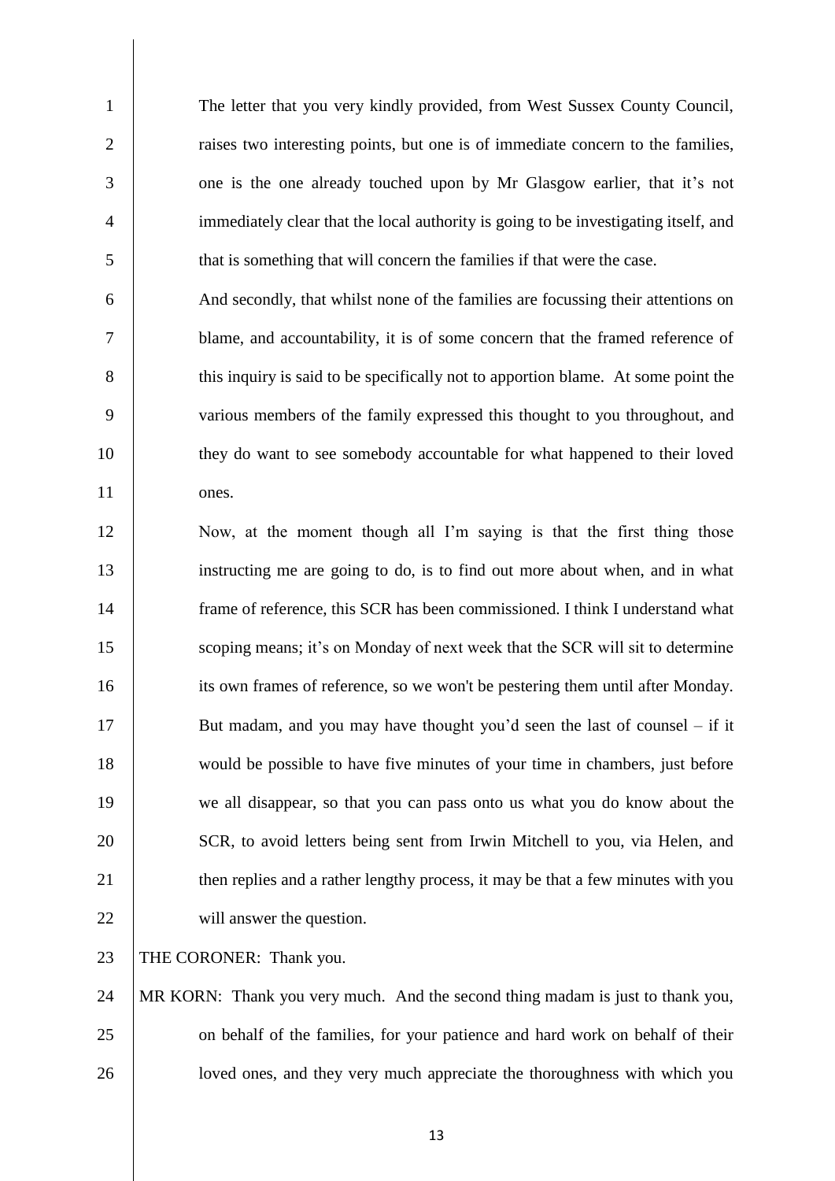The letter that you very kindly provided, from West Sussex County Council, raises two interesting points, but one is of immediate concern to the families, one is the one already touched upon by Mr Glasgow earlier, that it's not immediately clear that the local authority is going to be investigating itself, and that is something that will concern the families if that were the case.

And secondly, that whilst none of the families are focussing their attentions on blame, and accountability, it is of some concern that the framed reference of this inquiry is said to be specifically not to apportion blame. At some point the various members of the family expressed this thought to you throughout, and they do want to see somebody accountable for what happened to their loved ones.

Now, at the moment though all I'm saying is that the first thing those instructing me are going to do, is to find out more about when, and in what frame of reference, this SCR has been commissioned. I think I understand what scoping means; it's on Monday of next week that the SCR will sit to determine its own frames of reference, so we won't be pestering them until after Monday. But madam, and you may have thought you'd seen the last of counsel – if it would be possible to have five minutes of your time in chambers, just before we all disappear, so that you can pass onto us what you do know about the SCR, to avoid letters being sent from Irwin Mitchell to you, via Helen, and then replies and a rather lengthy process, it may be that a few minutes with you will answer the question.

THE CORONER: Thank you.

MR KORN: Thank you very much. And the second thing madam is just to thank you, on behalf of the families, for your patience and hard work on behalf of their loved ones, and they very much appreciate the thoroughness with which you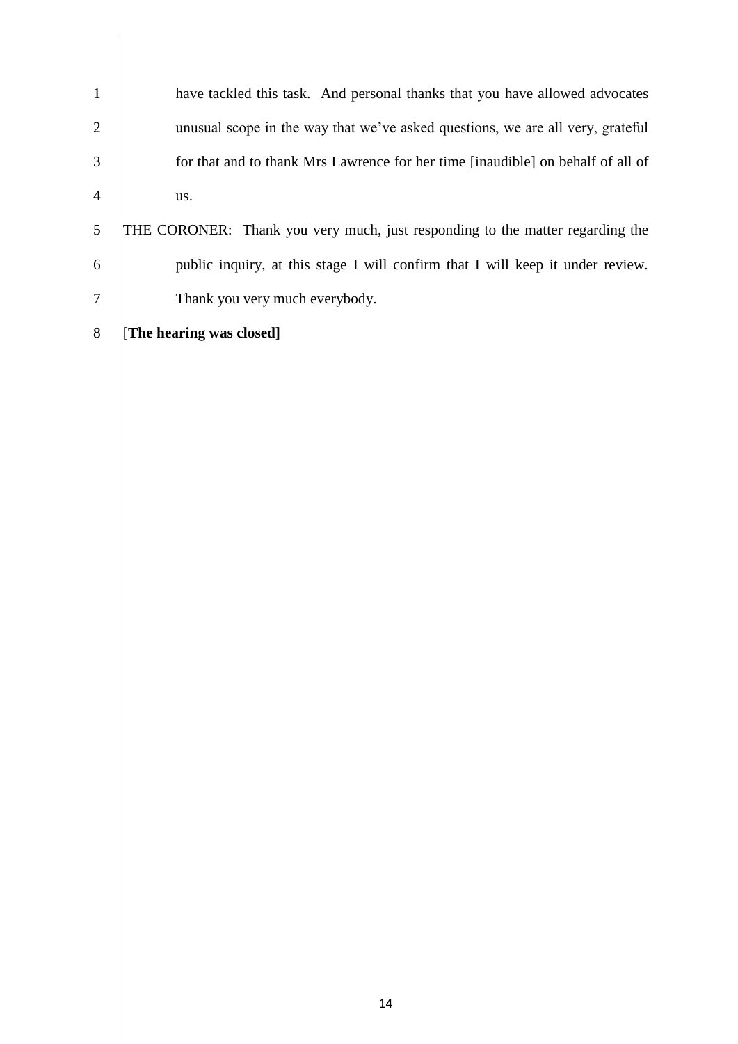have tackled this task. And personal thanks that you have allowed advocates unusual scope in the way that we've asked questions, we are all very, grateful for that and to thank Mrs Lawrence for her time [inaudible] on behalf of all of us.

THE CORONER: Thank you very much, just responding to the matter regarding the public inquiry, at this stage I will confirm that I will keep it under review. Thank you very much everybody.

[**The hearing was closed]**